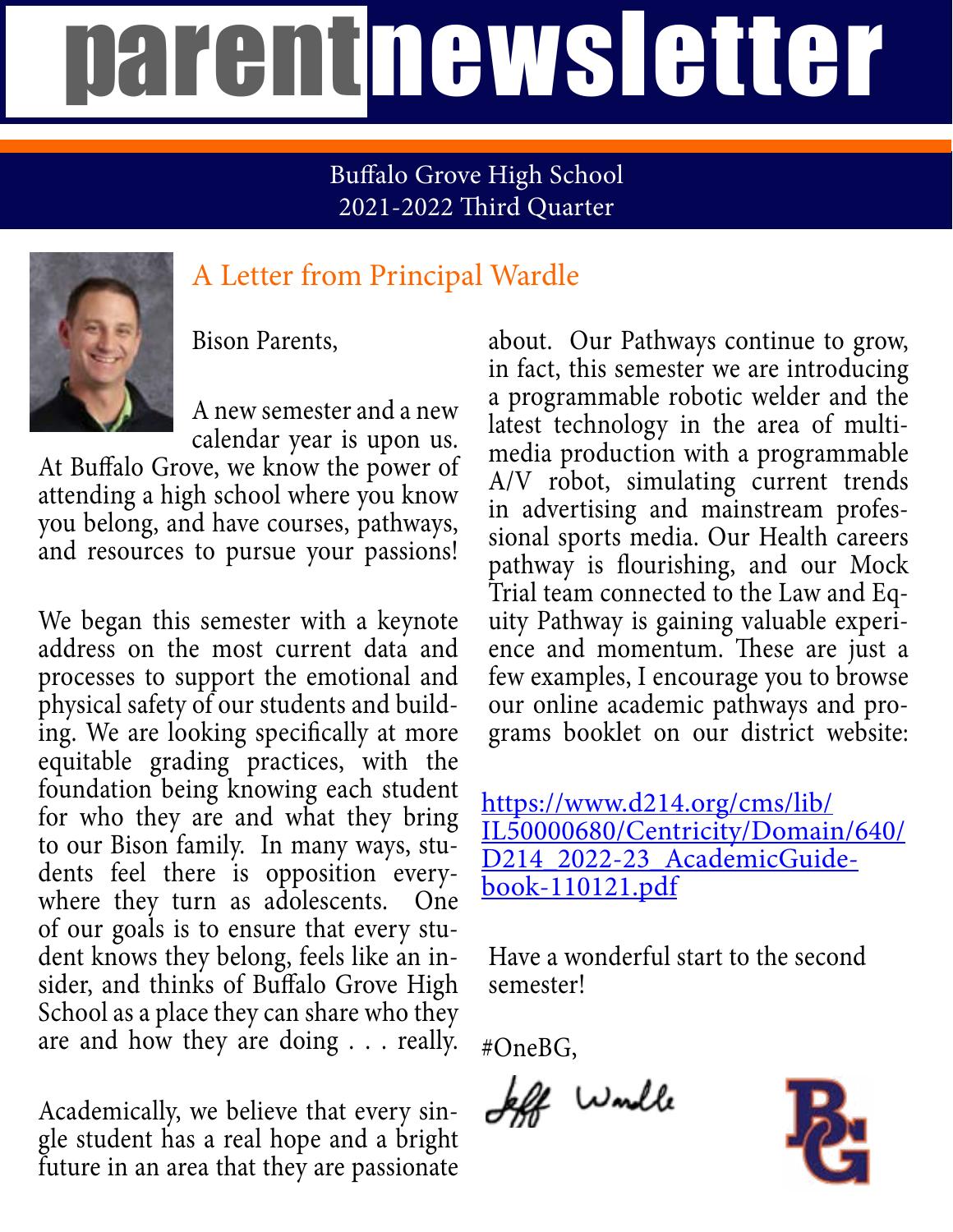# parent newsletter

Buffalo Grove High School
2021-2022 Third Quarter

## A Letter from Principal Wardle

Bison Parents,

A new semester and a new calendar year is upon us. At Buffalo Grove, we know the power of attending a high school where you know you belong, and have courses, pathways, and resources to pursue your passions!

We began this semester with a keynote address on the most current data and processes to support the emotional and physical safety of our students and building. We are looking specifically at more equitable grading practices, with the foundation being knowing each student for who they are and what they bring to our Bison family. In many ways, students feel there is opposition everywhere they turn as adolescents. One of our goals is to ensure that every student knows they belong, feels like an insider, and thinks of Buffalo Grove High School as a place they can share who they are and how they are doing . . . really.

Academically, we believe that every single student has a real hope and a bright future in an area that they are passionate about. Our Pathways continue to grow, in fact, this semester we are introducing a programmable robotic welder and the latest technology in the area of multimedia production with a programmable A/V robot, simulating current trends in advertising and mainstream professional sports media. Our Health careers pathway is flourishing, and our Mock Trial team connected to the Law and Equity Pathway is gaining valuable experience and momentum. These are just a few examples, I encourage you to browse our online academic pathways and programs booklet on our district website:

[https://www.d214.org/cms/lib/IL50000680/Centricity/Domain/640/D214_2022-23_AcademicGuidebook-110121.pdf](https://www.d214.org/cms/lib/IL50000680/Centricity/Domain/640/D214_2022-23_AcademicGuidebook-110121.pdf)

Have a wonderful start to the second semester!

#OneBG,

Jeff Wardle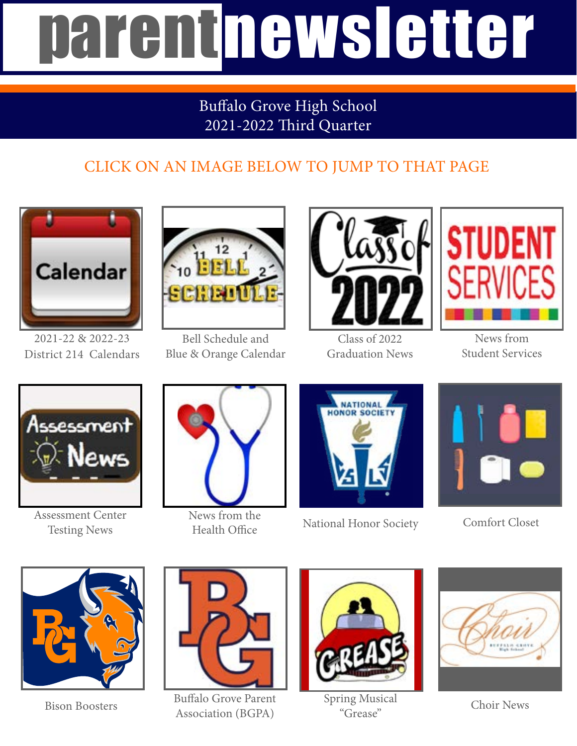# parentnewsletter

Buffalo Grove High School
2021-2022 Third Quarter

CLICK ON AN IMAGE BELOW TO JUMP TO THAT PAGE

2021-22 & 2022-23 District 214 Calendars

Bell Schedule and Blue & Orange Calendar

Class of 2022 Graduation News

News from Student Services

Assessment Center Testing News

News from the Health Office

National Honor Society

Comfort Closet

Bison Boosters

Buffalo Grove Parent Association (BGPA)

Spring Musical "Grease"

Choir News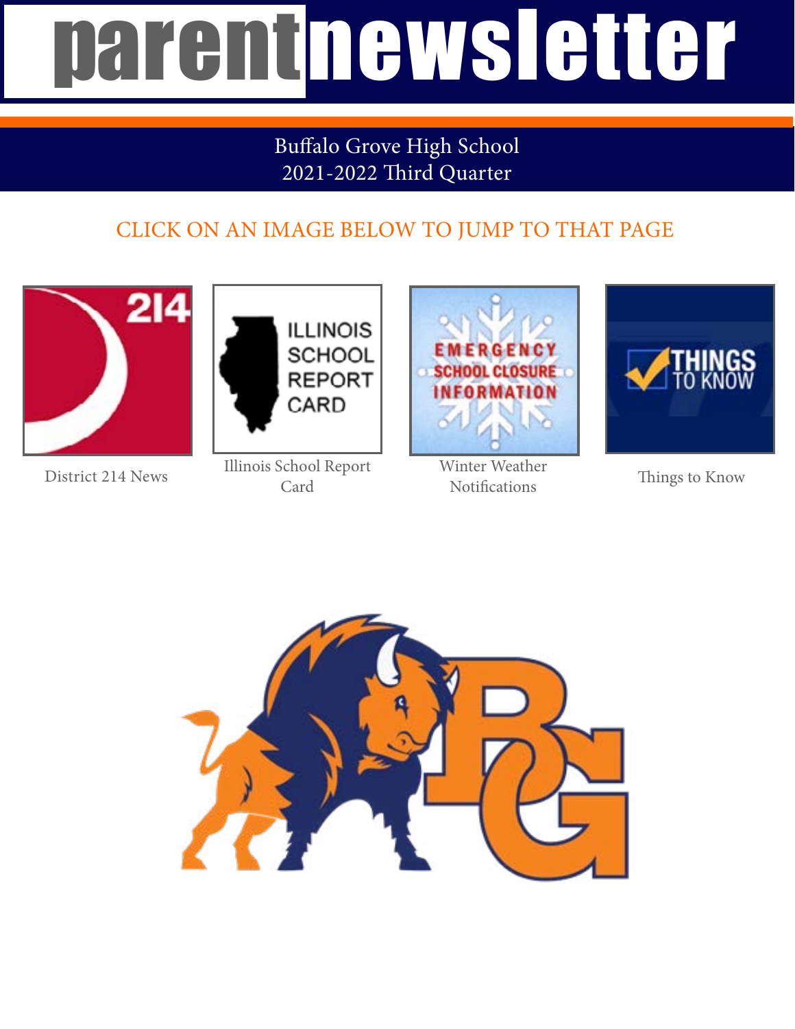# parentnewsletter

Buffalo Grove High School
2021-2022 Third Quarter

CLICK ON AN IMAGE BELOW TO JUMP TO THAT PAGE

District 214 News

Illinois School Report Card

Winter Weather Notifications

Things to Know